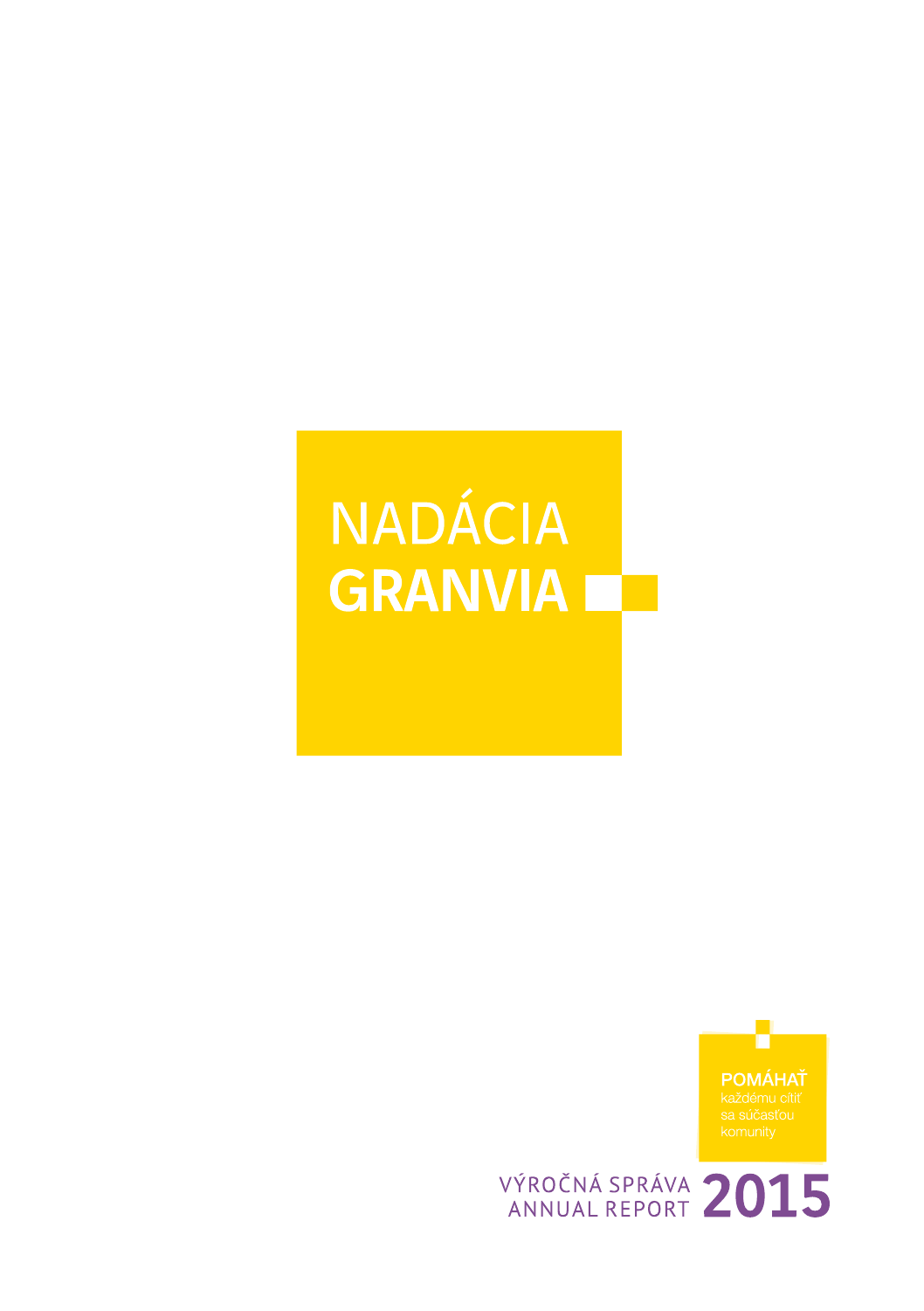# NADÁCIA GRANVIA

**POMÁHAŤ**
každému cítiť
sa súčasťou
komunity

VÝROČNÁ SPRÁVA
ANNUAL REPORT
**2015**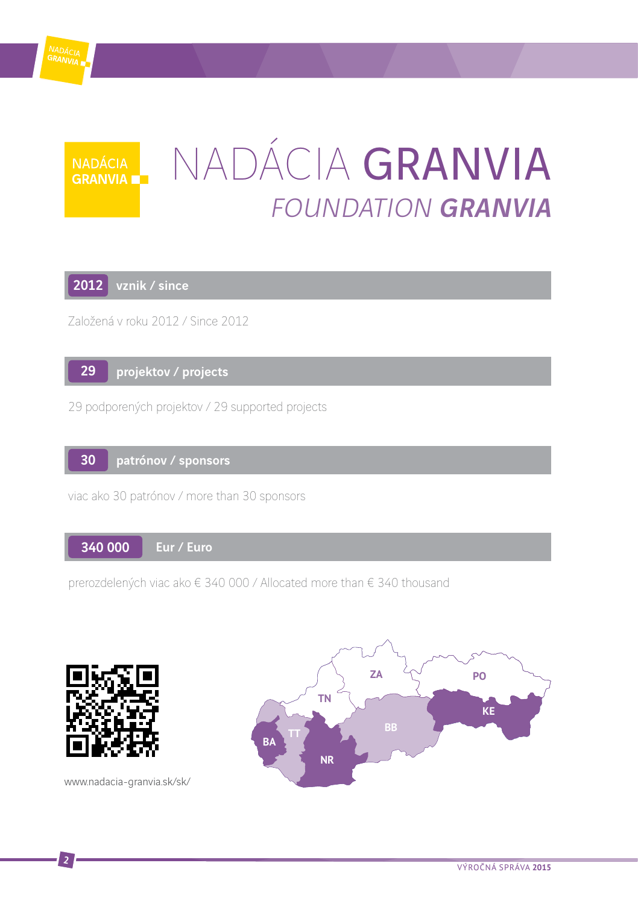# NADÁCIA GRANVIA

## *FOUNDATION GRANVIA*

**2012 vznik / since**

Založená v roku 2012 / Since 2012

**29 projektov / projects**

29 podporených projektov / 29 supported projects

**30 patrónov / sponsors**

viac ako 30 patrónov / more than 30 sponsors

**340 000 Eur / Euro**

prerozdelených viac ako € 340 000 / Allocated more than € 340 thousand

www.nadacia-granvia.sk/sk/

ZA PO TN KE BB TT BA NR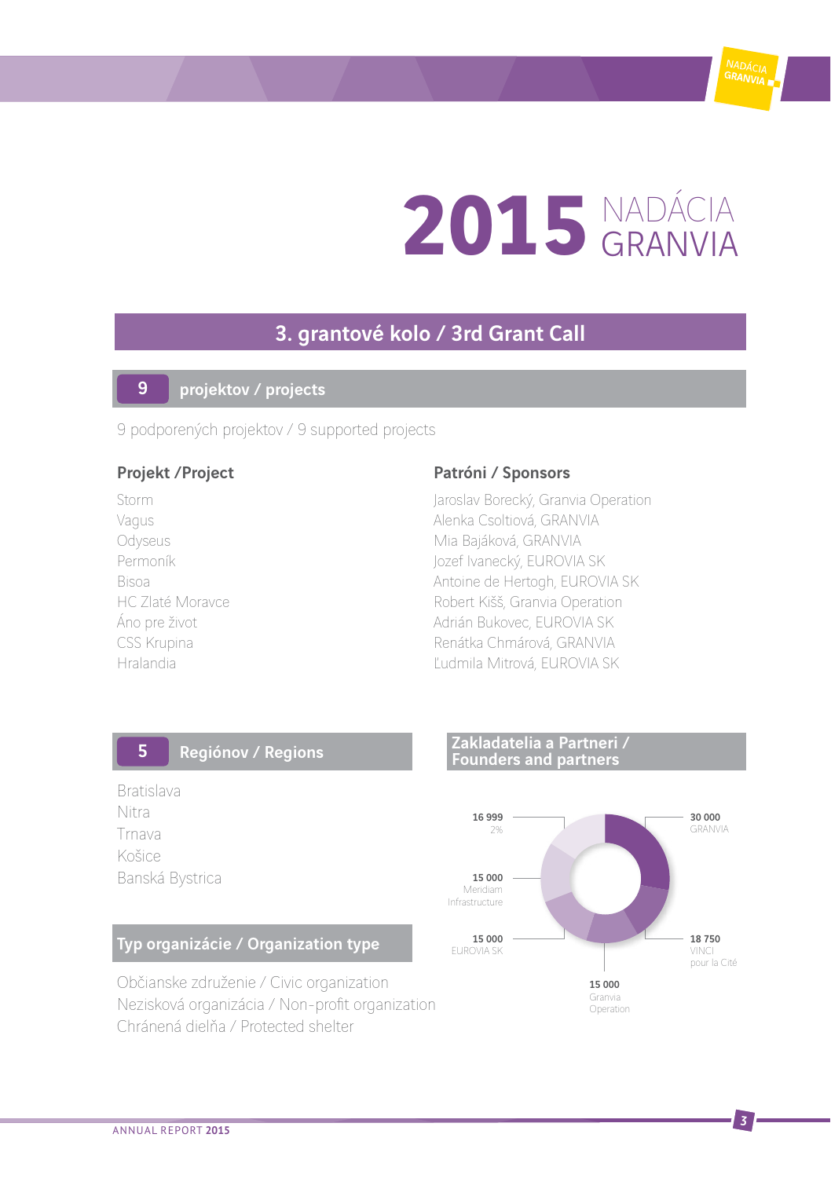# 2015 NADÁCIA GRANVIA

## 3. grantové kolo / 3rd Grant Call

### 9 projektov / projects

9 podporených projektov / 9 supported projects

| Projekt /Project | Patróni / Sponsors |
|---|---|
| Storm | Jaroslav Borecký, Granvia Operation |
| Vagus | Alenka Csoltiová, GRANVIA |
| Odyseus | Mia Bajáková, GRANVIA |
| Permoník | Jozef Ivanecký, EUROVIA SK |
| Bisoa | Antoine de Hertogh, EUROVIA SK |
| HC Zlaté Moravce | Robert Kišš, Granvia Operation |
| Áno pre život | Adrián Bukovec, EUROVIA SK |
| CSS Krupina | Renátka Chmárová, GRANVIA |
| Hralandia | Ľudmila Mitrová, EUROVIA SK |

### 5 Regiónov / Regions

- Bratislava
- Nitra
- Trnava
- Košice
- Banská Bystrica

### Typ organizácie / Organization type

- Občianske združenie / Civic organization
- Nezisková organizácia / Non-profit organization
- Chránená dielňa / Protected shelter

### Zakladatelia a Partneri / Founders and partners

| Amount | Founder / Partner |
|---|---|
| 30 000 | GRANVIA |
| 18 750 | VINCI pour la Cité |
| 15 000 | Granvia Operation |
| 15 000 | EUROVIA SK |
| 15 000 | Meridiam Infrastructure |
| 16 999 | 2% |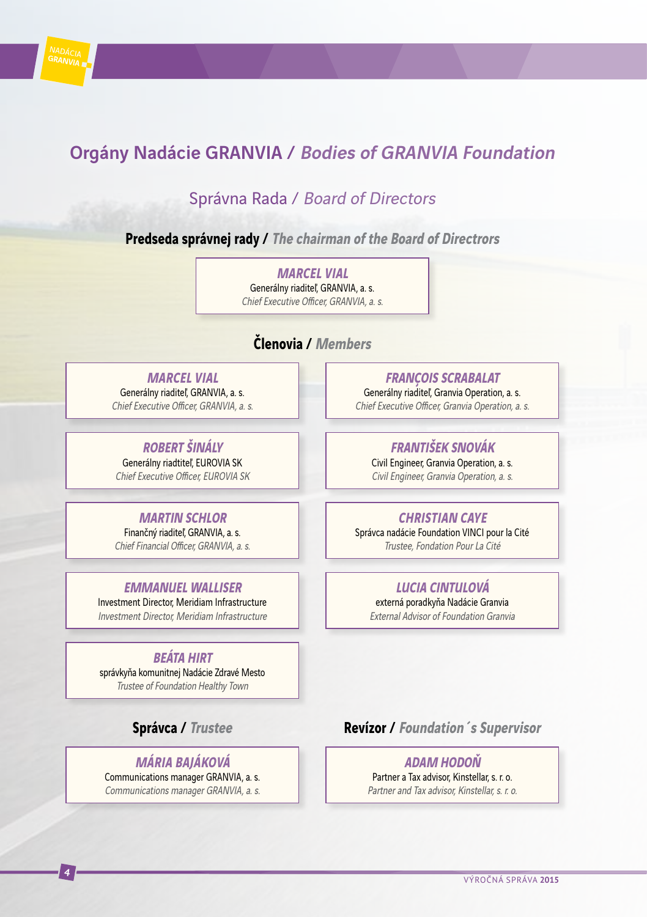# Orgány Nadácie GRANVIA / *Bodies of GRANVIA Foundation*

## Správna Rada / *Board of Directors*

### Predseda správnej rady / *The chairman of the Board of Directrors*

***MARCEL VIAL***
Generálny riaditeľ, GRANVIA, a. s.
*Chief Executive Officer, GRANVIA, a. s.*

### Členovia / *Members*

***MARCEL VIAL***
Generálny riaditeľ, GRANVIA, a. s.
*Chief Executive Officer, GRANVIA, a. s.*

***FRANÇOIS SCRABALAT***
Generálny riaditeľ, Granvia Operation, a. s.
*Chief Executive Officer, Granvia Operation, a. s.*

***ROBERT ŠINÁLY***
Generálny riadtiteľ, EUROVIA SK
*Chief Executive Officer, EUROVIA SK*

***FRANTIŠEK SNOVÁK***
Civil Engineer, Granvia Operation, a. s.
*Civil Engineer, Granvia Operation, a. s.*

***MARTIN SCHLOR***
Finančný riaditeľ, GRANVIA, a. s.
*Chief Financial Officer, GRANVIA, a. s.*

***CHRISTIAN CAYE***
Správca nadácie Foundation VINCI pour la Cité
*Trustee, Fondation Pour La Cité*

***EMMANUEL WALLISER***
Investment Director, Meridiam Infrastructure
*Investment Director, Meridiam Infrastructure*

***LUCIA CINTULOVÁ***
externá poradkyňa Nadácie Granvia
*External Advisor of Foundation Granvia*

***BEÁTA HIRT***
správkyňa komunitnej Nadácie Zdravé Mesto
*Trustee of Foundation Healthy Town*

### Správca / *Trustee*

***MÁRIA BAJÁKOVÁ***
Communications manager GRANVIA, a. s.
*Communications manager GRANVIA, a. s.*

### Revízor / *Foundation´s Supervisor*

***ADAM HODOŇ***
Partner a Tax advisor, Kinstellar, s. r. o.
*Partner and Tax advisor, Kinstellar, s. r. o.*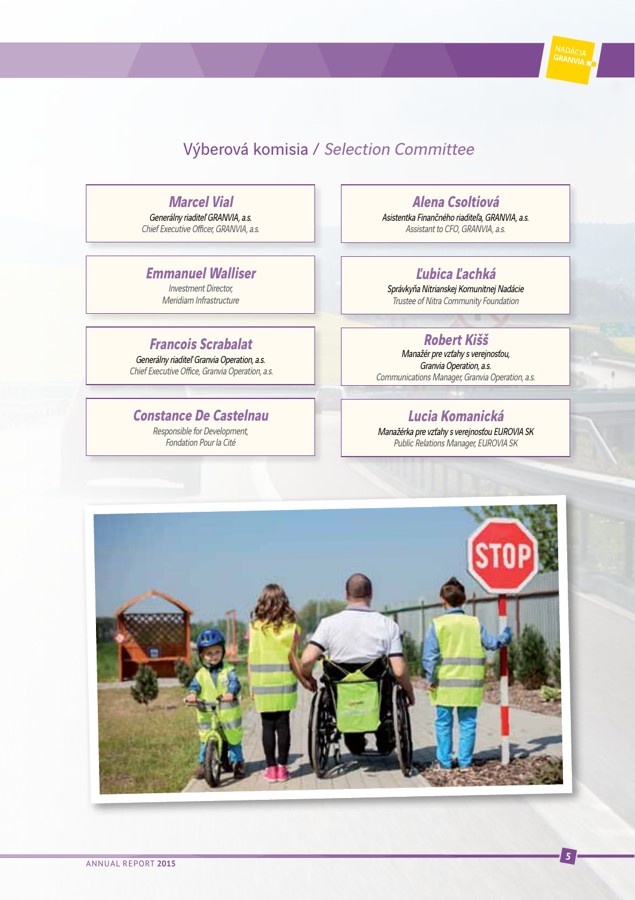## Výberová komisia / *Selection Committee*

**Marcel Vial**
*Generálny riaditeľ GRANVIA, a.s.*
*Chief Executive Officer, GRANVIA, a.s.*

**Alena Csoltiová**
*Asistentka Finančného riaditeľa, GRANVIA, a.s.*
*Assistant to CFO, GRANVIA, a.s.*

**Emmanuel Walliser**
*Investment Director,*
*Meridiam Infrastructure*

**Ľubica Ľachká**
*Správkyňa Nitrianskej Komunitnej Nadácie*
*Trustee of Nitra Community Foundation*

**Francois Scrabalat**
*Generálny riaditeľ Granvia Operation, a.s.*
*Chief Executive Office, Granvia Operation, a.s.*

**Robert Kišš**
*Manažér pre vzťahy s verejnosťou,*
*Granvia Operation, a.s.*
*Communications Manager, Granvia Operation, a.s.*

**Constance De Castelnau**
*Responsible for Development,*
*Fondation Pour la Cité*

**Lucia Komanická**
*Manažérka pre vzťahy s verejnosťou EUROVIA SK*
*Public Relations Manager, EUROVIA SK*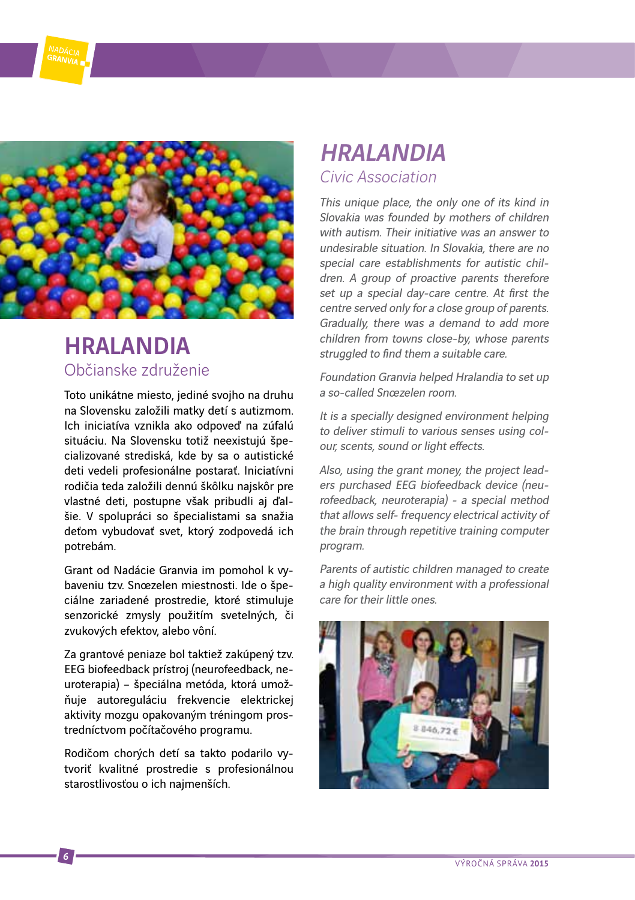## HRALANDIA

Občianske združenie

Toto unikátne miesto, jediné svojho na druhu na Slovensku založili matky detí s autizmom. Ich iniciatíva vznikla ako odpoveď na zúfalú situáciu. Na Slovensku totiž neexistujú špecializované strediská, kde by sa o autistické deti vedeli profesionálne postarať. Iniciatívni rodičia teda založili dennú škôlku najskôr pre vlastné deti, postupne však pribudli aj ďalšie. V spolupráci so špecialistami sa snažia deťom vybudovať svet, ktorý zodpovedá ich potrebám.

Grant od Nadácie Granvia im pomohol k vybaveniu tzv. Snœzelen miestnosti. Ide o špeciálne zariadené prostredie, ktoré stimuluje senzorické zmysly použitím svetelných, či zvukových efektov, alebo vôní.

Za grantové peniaze bol taktiež zakúpený tzv. EEG biofeedback prístroj (neurofeedback, neuroterapia) – špeciálna metóda, ktorá umožňuje autoreguláciu frekvencie elektrickej aktivity mozgu opakovaným tréningom prostredníctvom počítačového programu.

Rodičom chorých detí sa takto podarilo vytvoriť kvalitné prostredie s profesionálnou starostlivosťou o ich najmenších.

## *HRALANDIA*

*Civic Association*

*This unique place, the only one of its kind in Slovakia was founded by mothers of children with autism. Their initiative was an answer to undesirable situation. In Slovakia, there are no special care establishments for autistic children. A group of proactive parents therefore set up a special day-care centre. At first the centre served only for a close group of parents. Gradually, there was a demand to add more children from towns close-by, whose parents struggled to find them a suitable care.*

*Foundation Granvia helped Hralandia to set up a so-called Snœzelen room.*

*It is a specially designed environment helping to deliver stimuli to various senses using colour, scents, sound or light effects.*

*Also, using the grant money, the project leaders purchased EEG biofeedback device (neurofeedback, neuroterapia) - a special method that allows self- frequency electrical activity of the brain through repetitive training computer program.*

*Parents of autistic children managed to create a high quality environment with a professional care for their little ones.*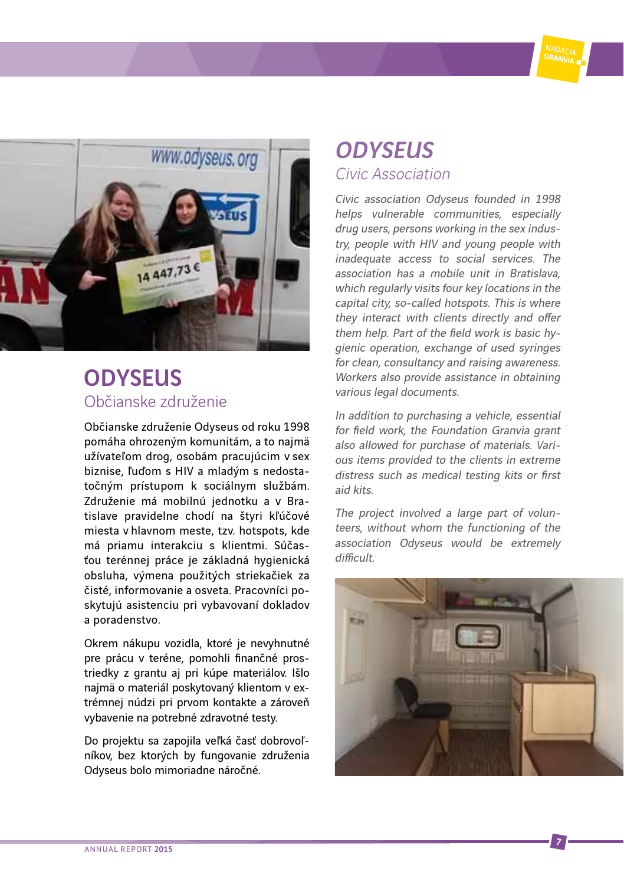# ODYSEUS

## Občianske združenie

Občianske združenie Odyseus od roku 1998 pomáha ohrozeným komunitám, a to najmä užívateľom drog, osobám pracujúcim v sex biznise, ľuďom s HIV a mladým s nedostatočným prístupom k sociálnym službám. Združenie má mobilnú jednotku a v Bratislave pravidelne chodí na štyri kľúčové miesta v hlavnom meste, tzv. hotspots, kde má priamu interakciu s klientmi. Súčasťou terénnej práce je základná hygienická obsluha, výmena použitých striekačiek za čisté, informovanie a osveta. Pracovníci poskytujú asistenciu pri vybavovaní dokladov a poradenstvo.

Okrem nákupu vozidla, ktoré je nevyhnutné pre prácu v teréne, pomohli finančné prostriedky z grantu aj pri kúpe materiálov. Išlo najmä o materiál poskytovaný klientom v extrémnej núdzi pri prvom kontakte a zároveň vybavenie na potrebné zdravotné testy.

Do projektu sa zapojila veľká časť dobrovoľníkov, bez ktorých by fungovanie združenia Odyseus bolo mimoriadne náročné.

# *ODYSEUS*

## *Civic Association*

*Civic association Odyseus founded in 1998 helps vulnerable communities, especially drug users, persons working in the sex industry, people with HIV and young people with inadequate access to social services. The association has a mobile unit in Bratislava, which regularly visits four key locations in the capital city, so-called hotspots. This is where they interact with clients directly and offer them help. Part of the field work is basic hygienic operation, exchange of used syringes for clean, consultancy and raising awareness. Workers also provide assistance in obtaining various legal documents.*

*In addition to purchasing a vehicle, essential for field work, the Foundation Granvia grant also allowed for purchase of materials. Various items provided to the clients in extreme distress such as medical testing kits or first aid kits.*

*The project involved a large part of volunteers, without whom the functioning of the association Odyseus would be extremely difficult.*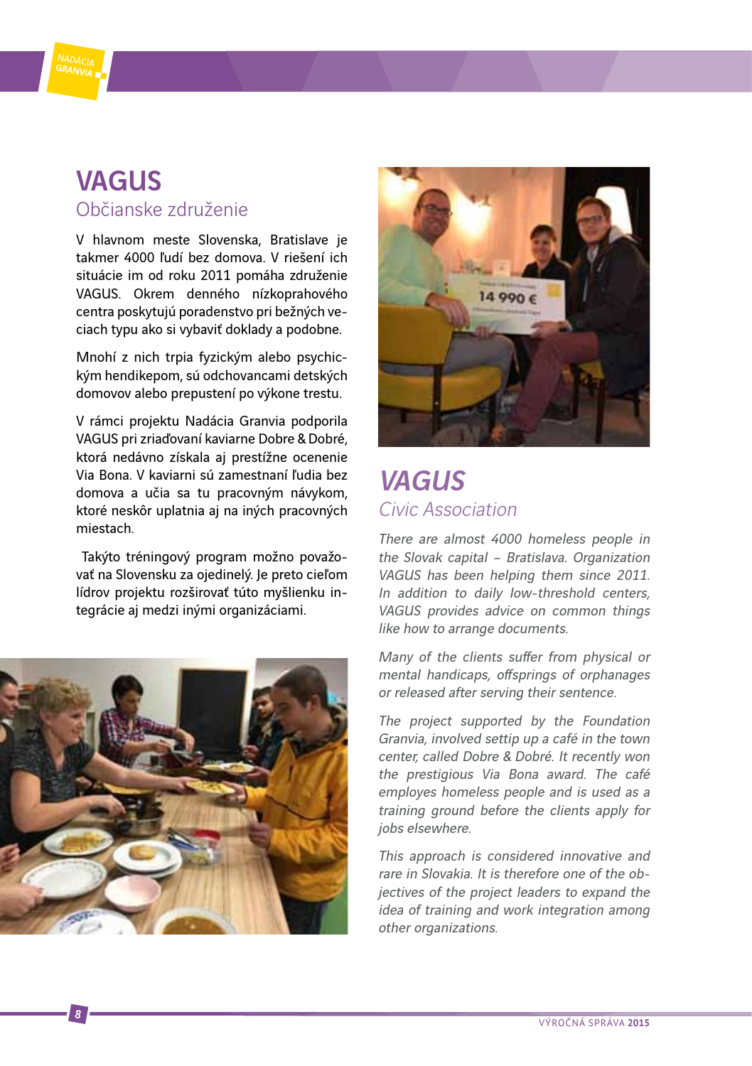# VAGUS

## Občianske združenie

V hlavnom meste Slovenska, Bratislave je takmer 4000 ľudí bez domova. V riešení ich situácie im od roku 2011 pomáha združenie VAGUS. Okrem denného nízkoprahového centra poskytujú poradenstvo pri bežných veciach typu ako si vybaviť doklady a podobne.

Mnohí z nich trpia fyzickým alebo psychickým hendikepom, sú odchovancami detských domovov alebo prepustení po výkone trestu.

V rámci projektu Nadácia Granvia podporila VAGUS pri zriaďovaní kaviarne Dobre & Dobré, ktorá nedávno získala aj prestížne ocenenie Via Bona. V kaviarni sú zamestnaní ľudia bez domova a učia sa tu pracovným návykom, ktoré neskôr uplatnia aj na iných pracovných miestach.

Takýto tréningový program možno považovať na Slovensku za ojedinelý. Je preto cieľom lídrov projektu rozširovať túto myšlienku integrácie aj medzi inými organizáciami.

# *VAGUS*

## *Civic Association*

*There are almost 4000 homeless people in the Slovak capital – Bratislava. Organization VAGUS has been helping them since 2011. In addition to daily low-threshold centers, VAGUS provides advice on common things like how to arrange documents.*

*Many of the clients suffer from physical or mental handicaps, offsprings of orphanages or released after serving their sentence.*

*The project supported by the Foundation Granvia, involved settip up a café in the town center, called Dobre & Dobré. It recently won the prestigious Via Bona award. The café employes homeless people and is used as a training ground before the clients apply for jobs elsewhere.*

*This approach is considered innovative and rare in Slovakia. It is therefore one of the objectives of the project leaders to expand the idea of training and work integration among other organizations.*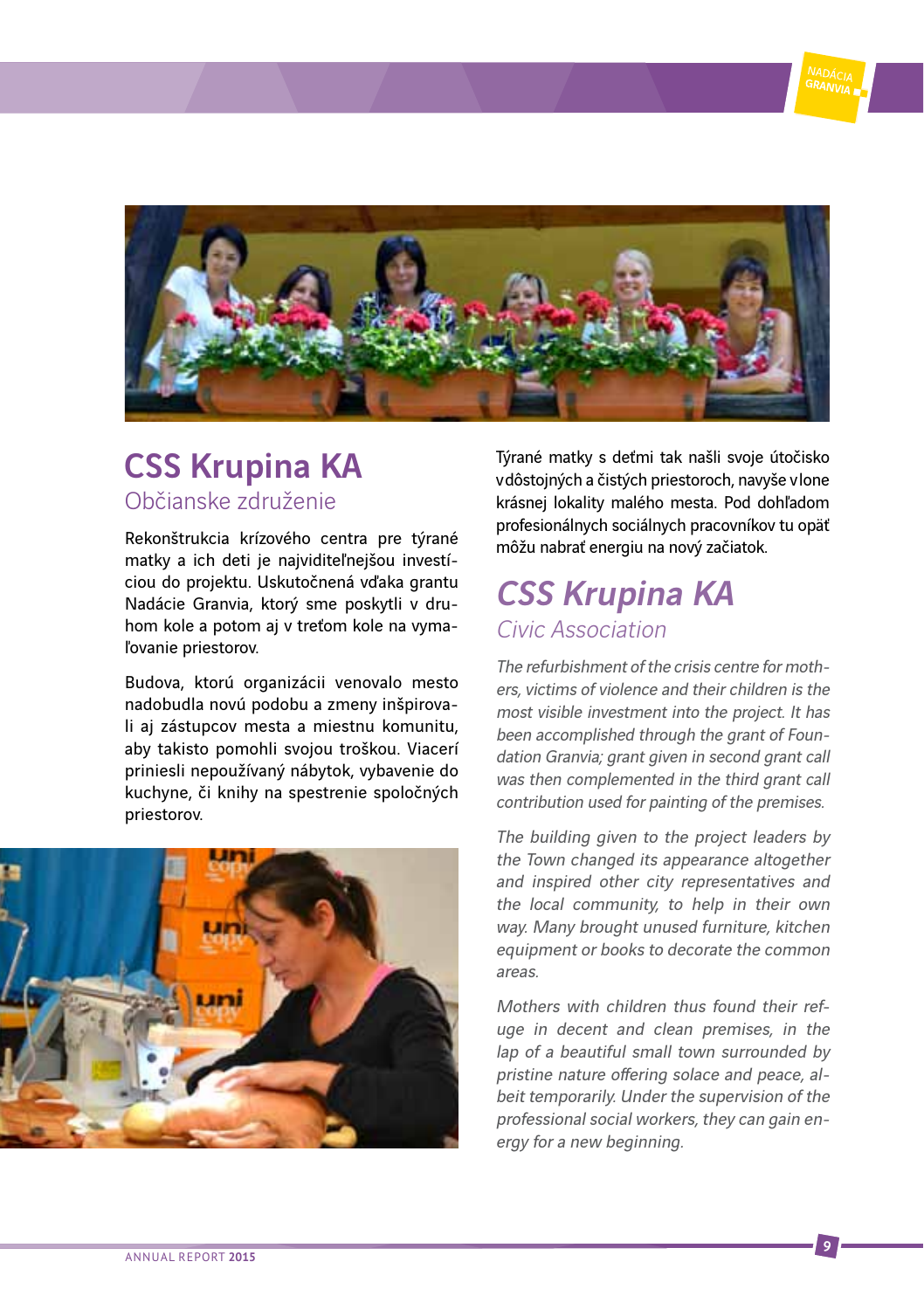## CSS Krupina KA

### Občianske združenie

Rekonštrukcia krízového centra pre týrané matky a ich deti je najviditeľnejšou investíciou do projektu. Uskutočnená vďaka grantu Nadácie Granvia, ktorý sme poskytli v druhom kole a potom aj v treťom kole na vymaľovanie priestorov.

Budova, ktorú organizácii venovalo mesto nadobudla novú podobu a zmeny inšpirovali aj zástupcov mesta a miestnu komunitu, aby takisto pomohli svojou troškou. Viacerí priniesli nepoužívaný nábytok, vybavenie do kuchyne, či knihy na spestrenie spoločných priestorov.

Týrané matky s deťmi tak našli svoje útočisko v dôstojných a čistých priestoroch, navyše v lone krásnej lokality malého mesta. Pod dohľadom profesionálnych sociálnych pracovníkov tu opäť môžu nabrať energiu na nový začiatok.

## *CSS Krupina KA*

### *Civic Association*

*The refurbishment of the crisis centre for mothers, victims of violence and their children is the most visible investment into the project. It has been accomplished through the grant of Foundation Granvia; grant given in second grant call was then complemented in the third grant call contribution used for painting of the premises.*

*The building given to the project leaders by the Town changed its appearance altogether and inspired other city representatives and the local community, to help in their own way. Many brought unused furniture, kitchen equipment or books to decorate the common areas.*

*Mothers with children thus found their refuge in decent and clean premises, in the lap of a beautiful small town surrounded by pristine nature offering solace and peace, albeit temporarily. Under the supervision of the professional social workers, they can gain energy for a new beginning.*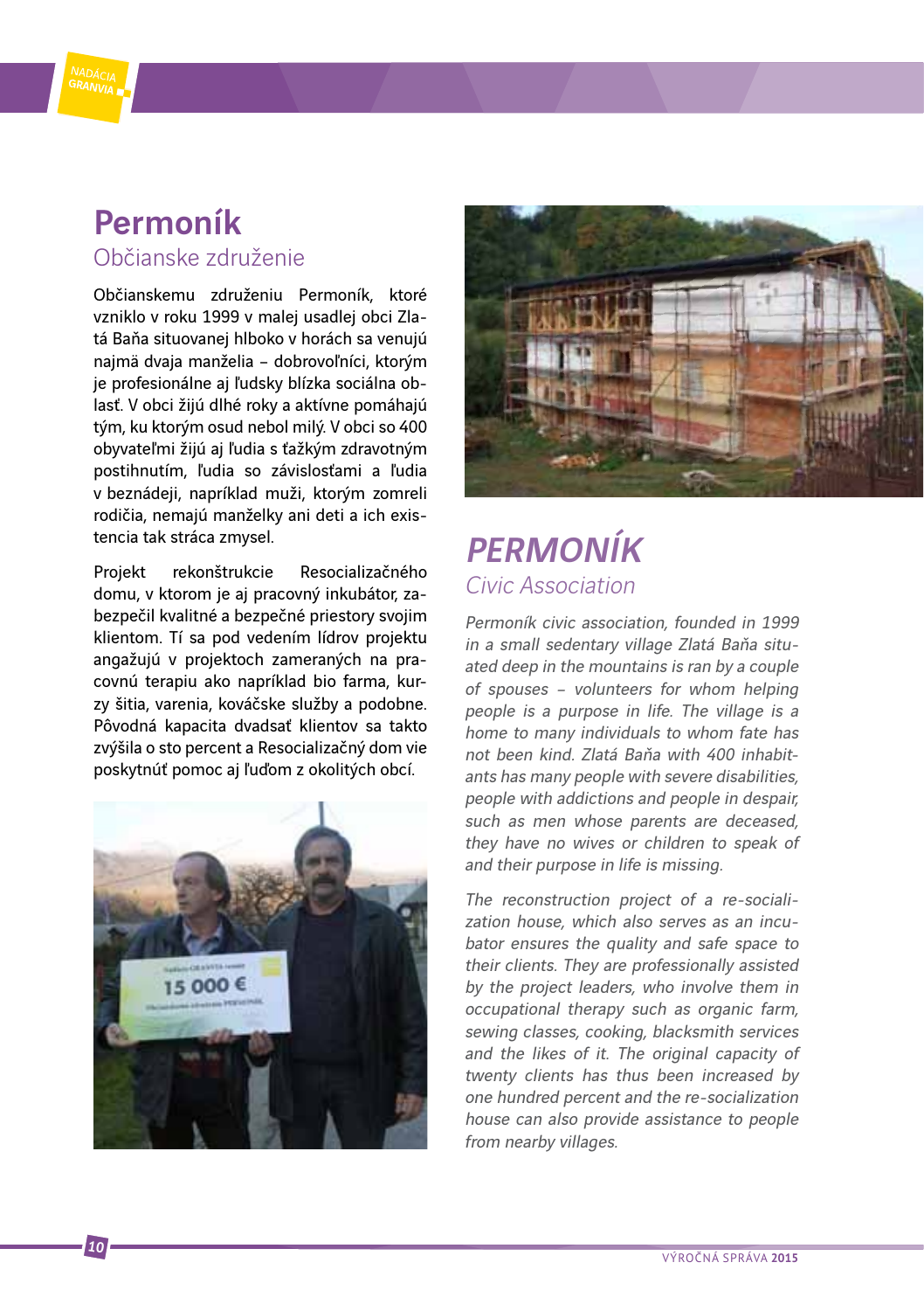# Permoník

## Občianske združenie

Občianskemu združeniu Permoník, ktoré vzniklo v roku 1999 v malej usadlej obci Zlatá Baňa situovanej hlboko v horách sa venujú najmä dvaja manželia – dobrovoľníci, ktorým je profesionálne aj ľudsky blízka sociálna oblasť. V obci žijú dlhé roky a aktívne pomáhajú tým, ku ktorým osud nebol milý. V obci so 400 obyvateľmi žijú aj ľudia s ťažkým zdravotným postihnutím, ľudia so závislosťami a ľudia v beznádeji, napríklad muži, ktorým zomreli rodičia, nemajú manželky ani deti a ich existencia tak stráca zmysel.

Projekt rekonštrukcie Resocializačného domu, v ktorom je aj pracovný inkubátor, zabezpečil kvalitné a bezpečné priestory svojim klientom. Tí sa pod vedením lídrov projektu angažujú v projektoch zameraných na pracovnú terapiu ako napríklad bio farma, kurzy šitia, varenia, kováčske služby a podobne. Pôvodná kapacita dvadsať klientov sa takto zvýšila o sto percent a Resocializačný dom vie poskytnúť pomoc aj ľuďom z okolitých obcí.

# *PERMONÍK*

## *Civic Association*

*Permoník civic association, founded in 1999 in a small sedentary village Zlatá Baňa situated deep in the mountains is ran by a couple of spouses – volunteers for whom helping people is a purpose in life. The village is a home to many individuals to whom fate has not been kind. Zlatá Baňa with 400 inhabitants has many people with severe disabilities, people with addictions and people in despair, such as men whose parents are deceased, they have no wives or children to speak of and their purpose in life is missing.*

*The reconstruction project of a re-socialization house, which also serves as an incubator ensures the quality and safe space to their clients. They are professionally assisted by the project leaders, who involve them in occupational therapy such as organic farm, sewing classes, cooking, blacksmith services and the likes of it. The original capacity of twenty clients has thus been increased by one hundred percent and the re-socialization house can also provide assistance to people from nearby villages.*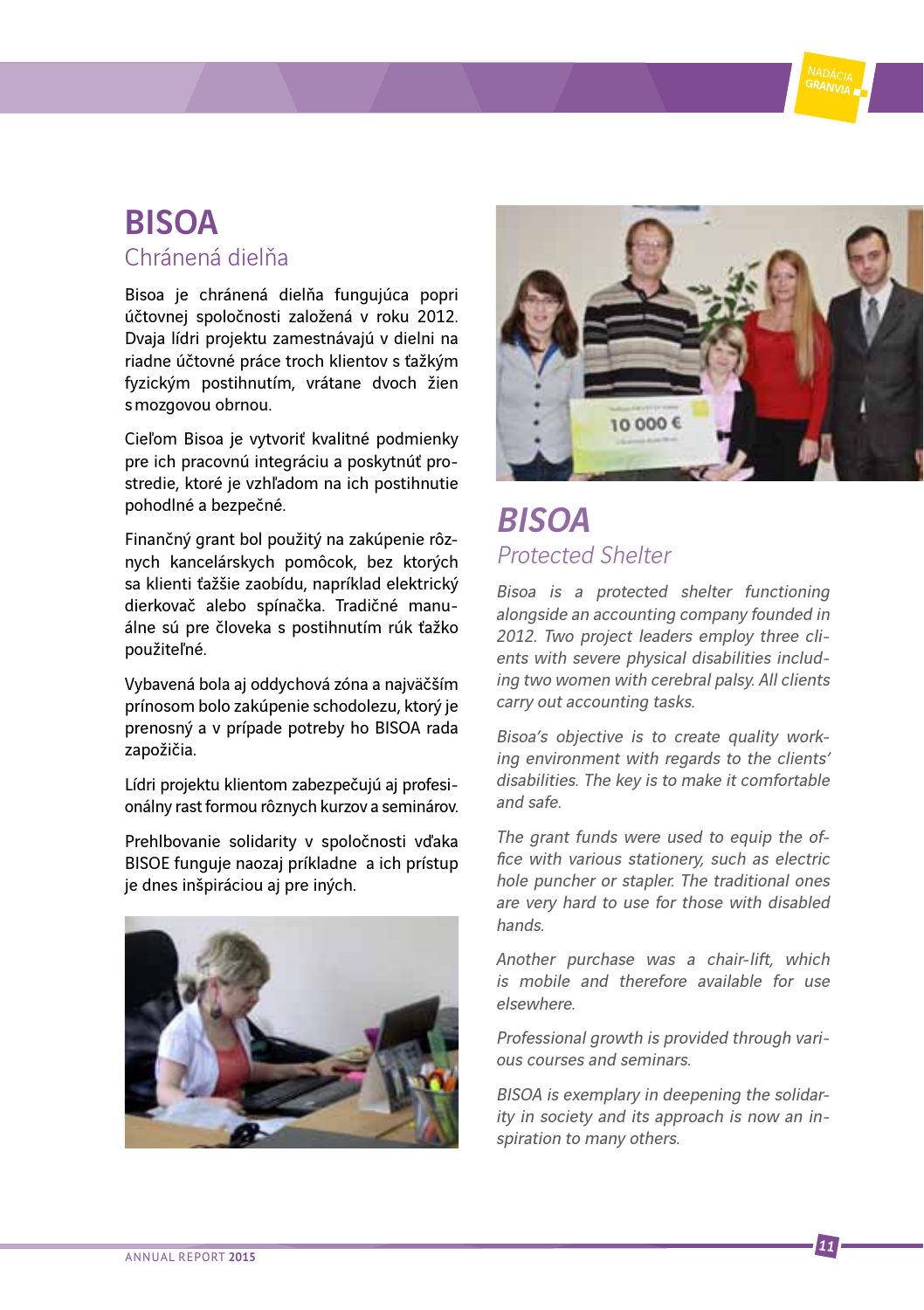# BISOA

## Chránená dielňa

Bisoa je chránená dielňa fungujúca popri účtovnej spoločnosti založená v roku 2012. Dvaja lídri projektu zamestnávajú v dielni na riadne účtovné práce troch klientov s ťažkým fyzickým postihnutím, vrátane dvoch žien s mozgovou obrnou.

Cieľom Bisoa je vytvoriť kvalitné podmienky pre ich pracovnú integráciu a poskytnúť prostredie, ktoré je vzhľadom na ich postihnutie pohodlné a bezpečné.

Finančný grant bol použitý na zakúpenie rôznych kancelárskych pomôcok, bez ktorých sa klienti ťažšie zaobídu, napríklad elektrický dierkovač alebo spínačka. Tradičné manuálne sú pre človeka s postihnutím rúk ťažko použiteľné.

Vybavená bola aj oddychová zóna a najväčším prínosom bolo zakúpenie schodolezu, ktorý je prenosný a v prípade potreby ho BISOA rada zapožičia.

Lídri projektu klientom zabezpečujú aj profesionálny rast formou rôznych kurzov a seminárov.

Prehlbovanie solidarity v spoločnosti vďaka BISOE funguje naozaj príkladne a ich prístup je dnes inšpiráciou aj pre iných.

# *BISOA*

## *Protected Shelter*

*Bisoa is a protected shelter functioning alongside an accounting company founded in 2012. Two project leaders employ three clients with severe physical disabilities including two women with cerebral palsy. All clients carry out accounting tasks.*

*Bisoa's objective is to create quality working environment with regards to the clients' disabilities. The key is to make it comfortable and safe.*

*The grant funds were used to equip the office with various stationery, such as electric hole puncher or stapler. The traditional ones are very hard to use for those with disabled hands.*

*Another purchase was a chair-lift, which is mobile and therefore available for use elsewhere.*

*Professional growth is provided through various courses and seminars.*

*BISOA is exemplary in deepening the solidarity in society and its approach is now an inspiration to many others.*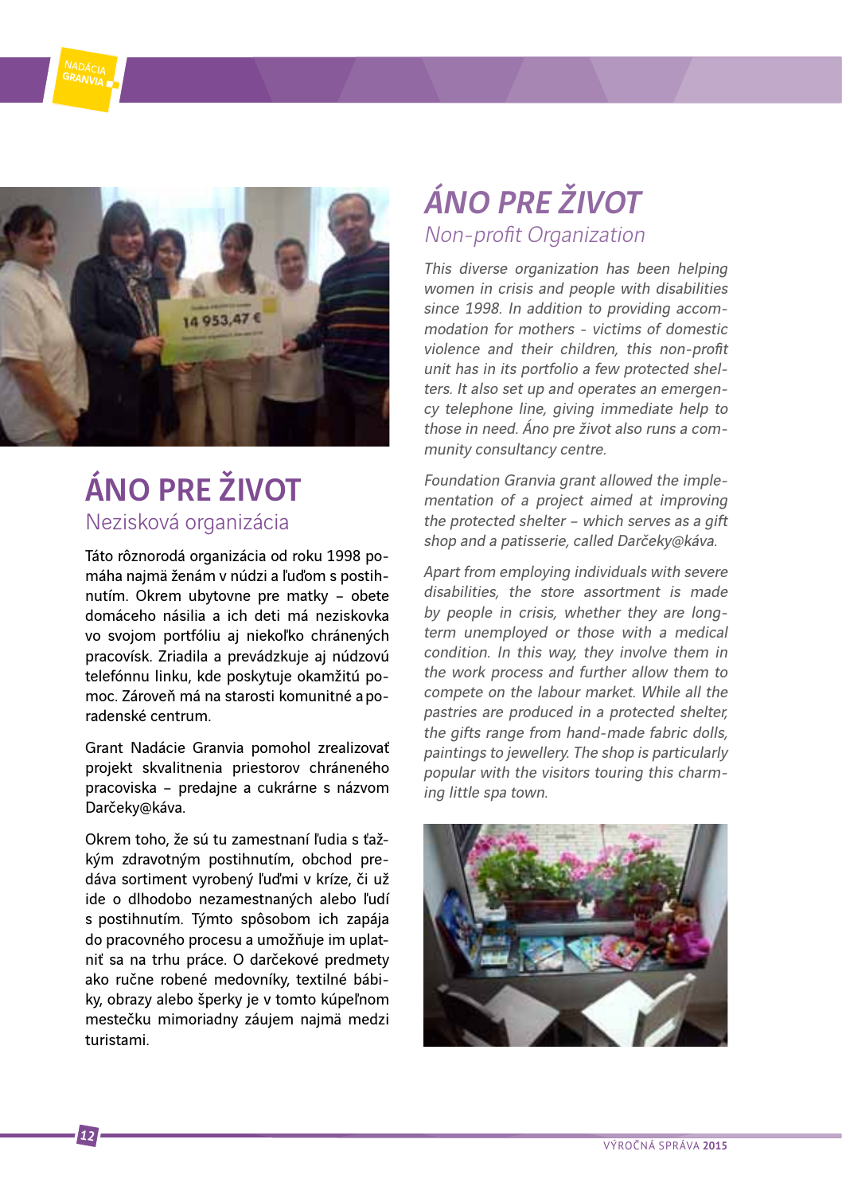# ÁNO PRE ŽIVOT

## Nezisková organizácia

Táto rôznorodá organizácia od roku 1998 pomáha najmä ženám v núdzi a ľuďom s postihnutím. Okrem ubytovne pre matky – obete domáceho násilia a ich deti má neziskovka vo svojom portfóliu aj niekoľko chránených pracovísk. Zriadila a prevádzkuje aj núdzovú telefónnu linku, kde poskytuje okamžitú pomoc. Zároveň má na starosti komunitné a poradenské centrum.

Grant Nadácie Granvia pomohol zrealizovať projekt skvalitnenia priestorov chráneného pracoviska – predajne a cukrárne s názvom Darčeky@káva.

Okrem toho, že sú tu zamestnaní ľudia s ťažkým zdravotným postihnutím, obchod predáva sortiment vyrobený ľuďmi v kríze, či už ide o dlhodobo nezamestnaných alebo ľudí s postihnutím. Týmto spôsobom ich zapája do pracovného procesu a umožňuje im uplatniť sa na trhu práce. O darčekové predmety ako ručne robené medovníky, textilné bábiky, obrazy alebo šperky je v tomto kúpeľnom mestečku mimoriadny záujem najmä medzi turistami.

# *ÁNO PRE ŽIVOT*

## *Non-profit Organization*

*This diverse organization has been helping women in crisis and people with disabilities since 1998. In addition to providing accommodation for mothers - victims of domestic violence and their children, this non-profit unit has in its portfolio a few protected shelters. It also set up and operates an emergency telephone line, giving immediate help to those in need. Áno pre život also runs a community consultancy centre.*

*Foundation Granvia grant allowed the implementation of a project aimed at improving the protected shelter – which serves as a gift shop and a patisserie, called Darčeky@káva.*

*Apart from employing individuals with severe disabilities, the store assortment is made by people in crisis, whether they are long-term unemployed or those with a medical condition. In this way, they involve them in the work process and further allow them to compete on the labour market. While all the pastries are produced in a protected shelter, the gifts range from hand-made fabric dolls, paintings to jewellery. The shop is particularly popular with the visitors touring this charming little spa town.*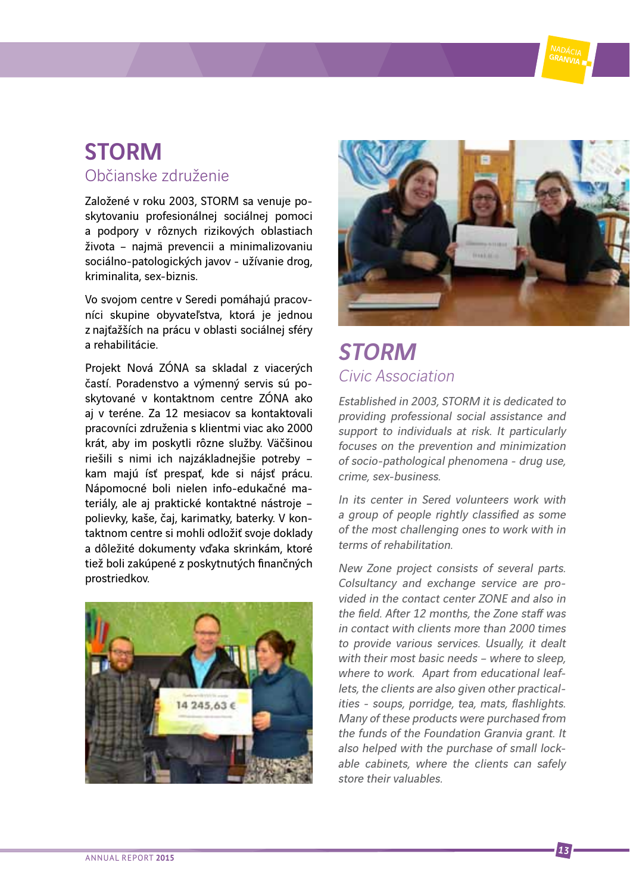# STORM

## Občianske združenie

Založené v roku 2003, STORM sa venuje poskytovaniu profesionálnej sociálnej pomoci a podpory v rôznych rizikových oblastiach života – najmä prevencii a minimalizovaniu sociálno-patologických javov - užívanie drog, kriminalita, sex-biznis.

Vo svojom centre v Seredi pomáhajú pracovníci skupine obyvateľstva, ktorá je jednou z najťažších na prácu v oblasti sociálnej sféry a rehabilitácie.

Projekt Nová ZÓNA sa skladal z viacerých častí. Poradenstvo a výmenný servis sú poskytované v kontaktnom centre ZÓNA ako aj v teréne. Za 12 mesiacov sa kontaktovali pracovníci združenia s klientmi viac ako 2000 krát, aby im poskytli rôzne služby. Väčšinou riešili s nimi ich najzákladnejšie potreby – kam majú ísť prespať, kde si nájsť prácu. Nápomocné boli nielen info-edukačné materiály, ale aj praktické kontaktné nástroje – polievky, kaše, čaj, karimatky, baterky. V kontaktnom centre si mohli odložiť svoje doklady a dôležité dokumenty vďaka skrinkám, ktoré tiež boli zakúpené z poskytnutých finančných prostriedkov.

# *STORM*

## *Civic Association*

*Established in 2003, STORM it is dedicated to providing professional social assistance and support to individuals at risk. It particularly focuses on the prevention and minimization of socio-pathological phenomena - drug use, crime, sex-business.*

*In its center in Sered volunteers work with a group of people rightly classified as some of the most challenging ones to work with in terms of rehabilitation.*

*New Zone project consists of several parts. Colsultancy and exchange service are provided in the contact center ZONE and also in the field. After 12 months, the Zone staff was in contact with clients more than 2000 times to provide various services. Usually, it dealt with their most basic needs – where to sleep, where to work. Apart from educational leaflets, the clients are also given other practicalities - soups, porridge, tea, mats, flashlights. Many of these products were purchased from the funds of the Foundation Granvia grant. It also helped with the purchase of small lockable cabinets, where the clients can safely store their valuables.*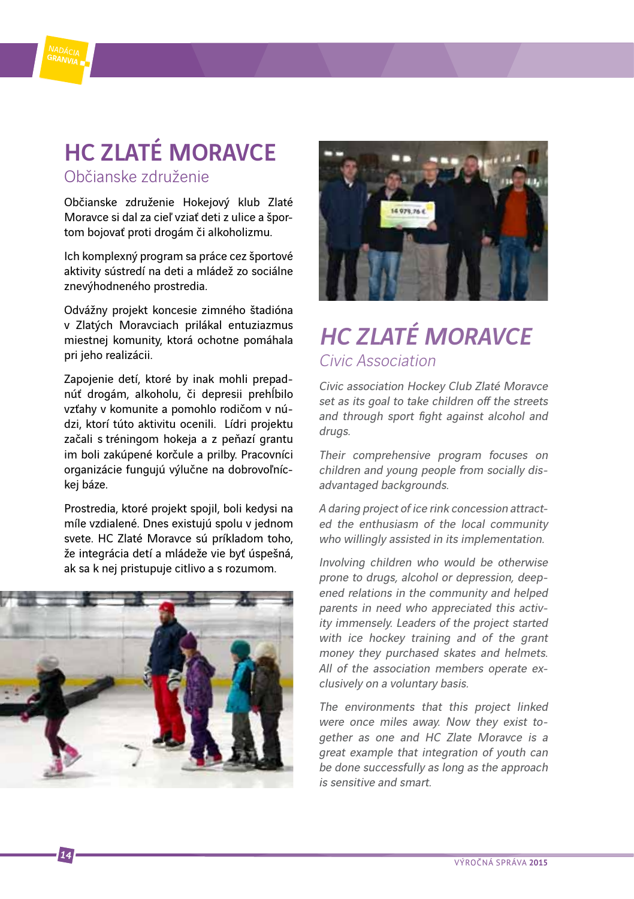# HC ZLATÉ MORAVCE

## Občianske združenie

Občianske združenie Hokejový klub Zlaté Moravce si dal za cieľ vziať deti z ulice a športom bojovať proti drogám či alkoholizmu.

Ich komplexný program sa práce cez športové aktivity sústredí na deti a mládež zo sociálne znevýhodneného prostredia.

Odvážny projekt koncesie zimného štadióna v Zlatých Moravciach prilákal entuziazmus miestnej komunity, ktorá ochotne pomáhala pri jeho realizácii.

Zapojenie detí, ktoré by inak mohli prepadnúť drogám, alkoholu, či depresii prehĺbilo vzťahy v komunite a pomohlo rodičom v núdzi, ktorí túto aktivitu ocenili. Lídri projektu začali s tréningom hokeja a z peňazí grantu im boli zakúpené korčule a prilby. Pracovníci organizácie fungujú výlučne na dobrovoľníckej báze.

Prostredia, ktoré projekt spojil, boli kedysi na míle vzdialené. Dnes existujú spolu v jednom svete. HC Zlaté Moravce sú príkladom toho, že integrácia detí a mládeže vie byť úspešná, ak sa k nej pristupuje citlivo a s rozumom.

# *HC ZLATÉ MORAVCE*

## *Civic Association*

*Civic association Hockey Club Zlaté Moravce set as its goal to take children off the streets and through sport fight against alcohol and drugs.*

*Their comprehensive program focuses on children and young people from socially disadvantaged backgrounds.*

*A daring project of ice rink concession attracted the enthusiasm of the local community who willingly assisted in its implementation.*

*Involving children who would be otherwise prone to drugs, alcohol or depression, deepened relations in the community and helped parents in need who appreciated this activity immensely. Leaders of the project started with ice hockey training and of the grant money they purchased skates and helmets. All of the association members operate exclusively on a voluntary basis.*

*The environments that this project linked were once miles away. Now they exist together as one and HC Zlate Moravce is a great example that integration of youth can be done successfully as long as the approach is sensitive and smart.*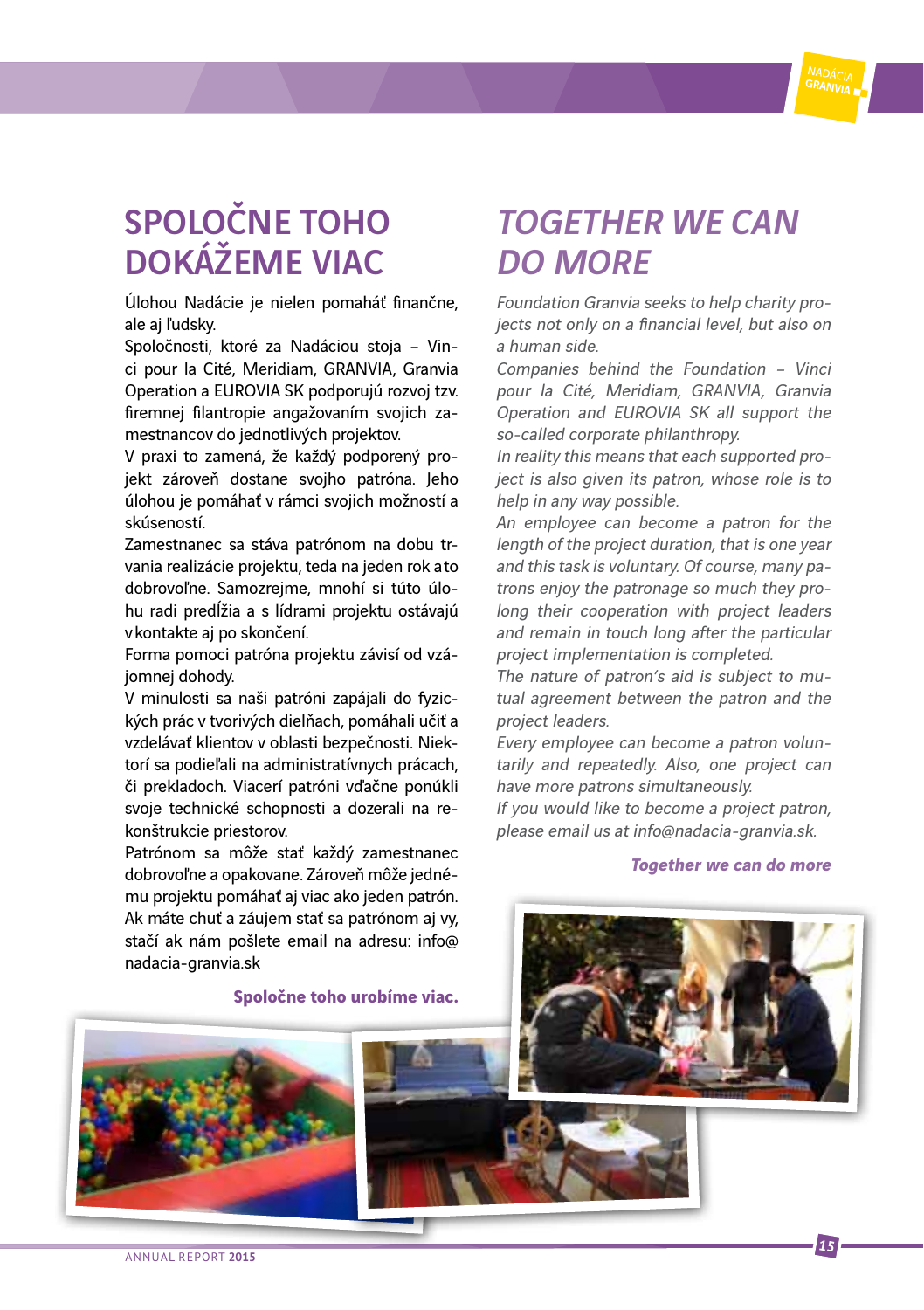# SPOLOČNE TOHO DOKÁŽEME VIAC

Úlohou Nadácie je nielen pomáhať finančne, ale aj ľudsky.

Spoločnosti, ktoré za Nadáciou stoja – Vinci pour la Cité, Meridiam, GRANVIA, Granvia Operation a EUROVIA SK podporujú rozvoj tzv. firemnej filantropie angažovaním svojich zamestnancov do jednotlivých projektov.

V praxi to zamená, že každý podporený projekt zároveň dostane svojho patróna. Jeho úlohou je pomáhať v rámci svojich možností a skúseností.

Zamestnanec sa stáva patrónom na dobu trvania realizácie projektu, teda na jeden rok a to dobrovoľne. Samozrejme, mnohí si túto úlohu radi predĺžia a s lídrami projektu ostávajú v kontakte aj po skončení.

Forma pomoci patróna projektu závisí od vzájomnej dohody.

V minulosti sa naši patróni zapájali do fyzických prác v tvorivých dielňach, pomáhali učiť a vzdelávať klientov v oblasti bezpečnosti. Niektorí sa podieľali na administratívnych prácach, či prekladoch. Viacerí patróni vďačne ponúkli svoje technické schopnosti a dozerali na rekonštrukcie priestorov.

Patrónom sa môže stať každý zamestnanec dobrovoľne a opakovane. Zároveň môže jednému projektu pomáhať aj viac ako jeden patrón. Ak máte chuť a záujem stať sa patrónom aj vy, stačí ak nám pošlete email na adresu: info@nadacia-granvia.sk

**Spoločne toho urobíme viac.**

# *TOGETHER WE CAN DO MORE*

*Foundation Granvia seeks to help charity projects not only on a financial level, but also on a human side.*

*Companies behind the Foundation – Vinci pour la Cité, Meridiam, GRANVIA, Granvia Operation and EUROVIA SK all support the so-called corporate philanthropy.*

*In reality this means that each supported project is also given its patron, whose role is to help in any way possible.*

*An employee can become a patron for the length of the project duration, that is one year and this task is voluntary. Of course, many patrons enjoy the patronage so much they prolong their cooperation with project leaders and remain in touch long after the particular project implementation is completed.*

*The nature of patron's aid is subject to mutual agreement between the patron and the project leaders.*

*Every employee can become a patron voluntarily and repeatedly. Also, one project can have more patrons simultaneously.*

*If you would like to become a project patron, please email us at info@nadacia-granvia.sk.*

***Together we can do more***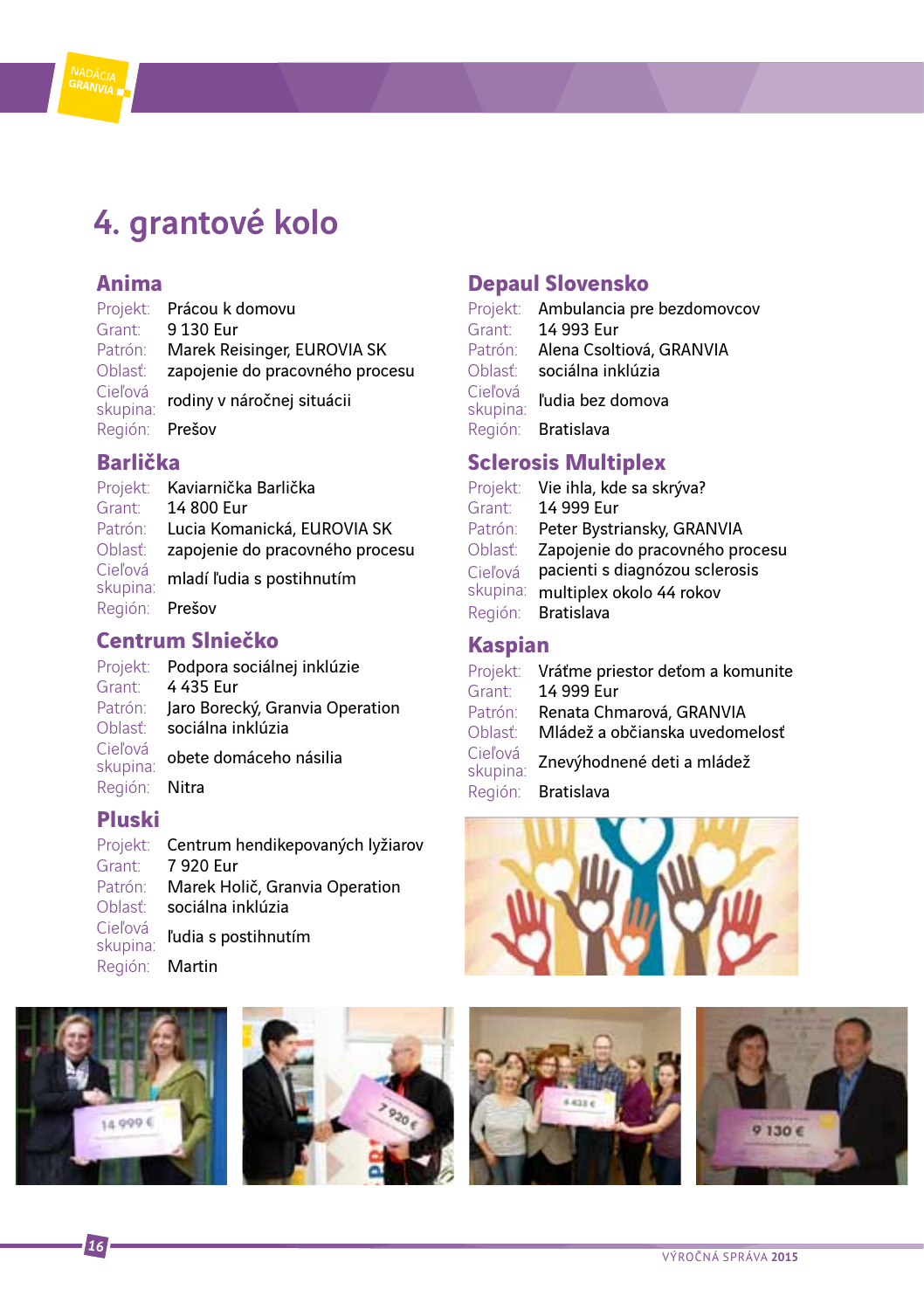# 4. grantové kolo

## Anima

Projekt: Prácou k domovu
Grant: 9 130 Eur
Patrón: Marek Reisinger, EUROVIA SK
Oblasť: zapojenie do pracovného procesu
Cieľová skupina: rodiny v náročnej situácii
Región: Prešov

## Barlička

Projekt: Kaviarnička Barlička
Grant: 14 800 Eur
Patrón: Lucia Komanická, EUROVIA SK
Oblasť: zapojenie do pracovného procesu
Cieľová skupina: mladí ľudia s postihnutím
Región: Prešov

## Centrum Slniečko

Projekt: Podpora sociálnej inklúzie
Grant: 4 435 Eur
Patrón: Jaro Borecký, Granvia Operation
Oblasť: sociálna inklúzia
Cieľová skupina: obete domáceho násilia
Región: Nitra

## Pluski

Projekt: Centrum hendikepovaných lyžiarov
Grant: 7 920 Eur
Patrón: Marek Holič, Granvia Operation
Oblasť: sociálna inklúzia
Cieľová skupina: ľudia s postihnutím
Región: Martin

## Depaul Slovensko

Projekt: Ambulancia pre bezdomovcov
Grant: 14 993 Eur
Patrón: Alena Csoltiová, GRANVIA
Oblasť: sociálna inklúzia
Cieľová skupina: ľudia bez domova
Región: Bratislava

## Sclerosis Multiplex

Projekt: Vie ihla, kde sa skrýva?
Grant: 14 999 Eur
Patrón: Peter Bystriansky, GRANVIA
Oblasť: Zapojenie do pracovného procesu
Cieľová skupina: pacienti s diagnózou sclerosis multiplex okolo 44 rokov
Región: Bratislava

## Kaspian

Projekt: Vráťme priestor deťom a komunite
Grant: 14 999 Eur
Patrón: Renata Chmarová, GRANVIA
Oblasť: Mládež a občianska uvedomelosť
Cieľová skupina: Znevýhodnené deti a mládež
Región: Bratislava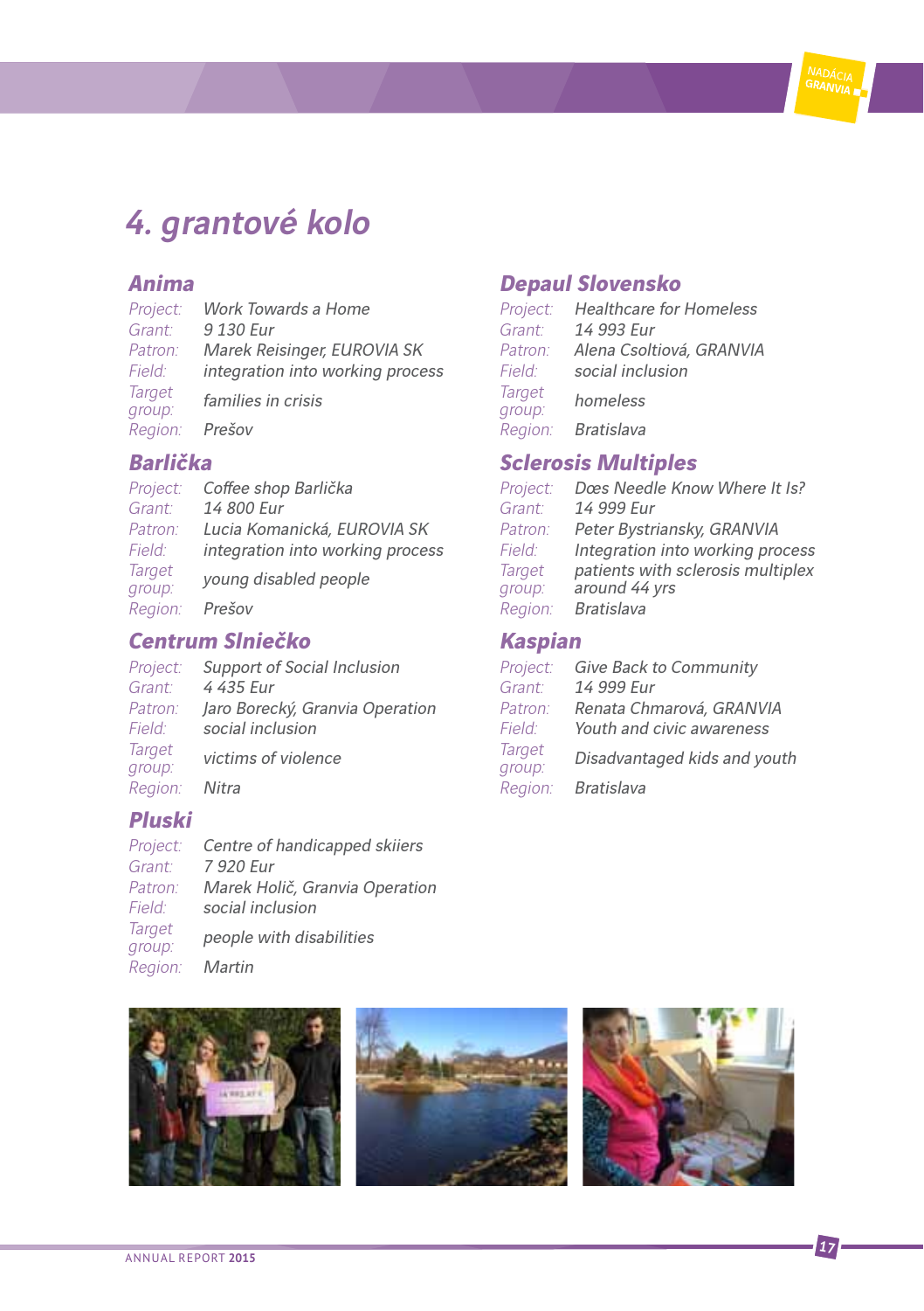# 4. grantové kolo

## Anima

*Project:* Work Towards a Home
*Grant:* 9 130 Eur
*Patron:* Marek Reisinger, EUROVIA SK
*Field:* integration into working process
*Target group:* families in crisis
*Region:* Prešov

## Barlička

*Project:* Coffee shop Barlička
*Grant:* 14 800 Eur
*Patron:* Lucia Komanická, EUROVIA SK
*Field:* integration into working process
*Target group:* young disabled people
*Region:* Prešov

## Centrum Slniečko

*Project:* Support of Social Inclusion
*Grant:* 4 435 Eur
*Patron:* Jaro Borecký, Granvia Operation
*Field:* social inclusion
*Target group:* victims of violence
*Region:* Nitra

## Pluski

*Project:* Centre of handicapped skiiers
*Grant:* 7 920 Eur
*Patron:* Marek Holič, Granvia Operation
*Field:* social inclusion
*Target group:* people with disabilities
*Region:* Martin

## Depaul Slovensko

*Project:* Healthcare for Homeless
*Grant:* 14 993 Eur
*Patron:* Alena Csoltiová, GRANVIA
*Field:* social inclusion
*Target group:* homeless
*Region:* Bratislava

## Sclerosis Multiples

*Project:* Dœs Needle Know Where It Is?
*Grant:* 14 999 Eur
*Patron:* Peter Bystriansky, GRANVIA
*Field:* Integration into working process
*Target group:* patients with sclerosis multiplex around 44 yrs
*Region:* Bratislava

## Kaspian

*Project:* Give Back to Community
*Grant:* 14 999 Eur
*Patron:* Renata Chmarová, GRANVIA
*Field:* Youth and civic awareness
*Target group:* Disadvantaged kids and youth
*Region:* Bratislava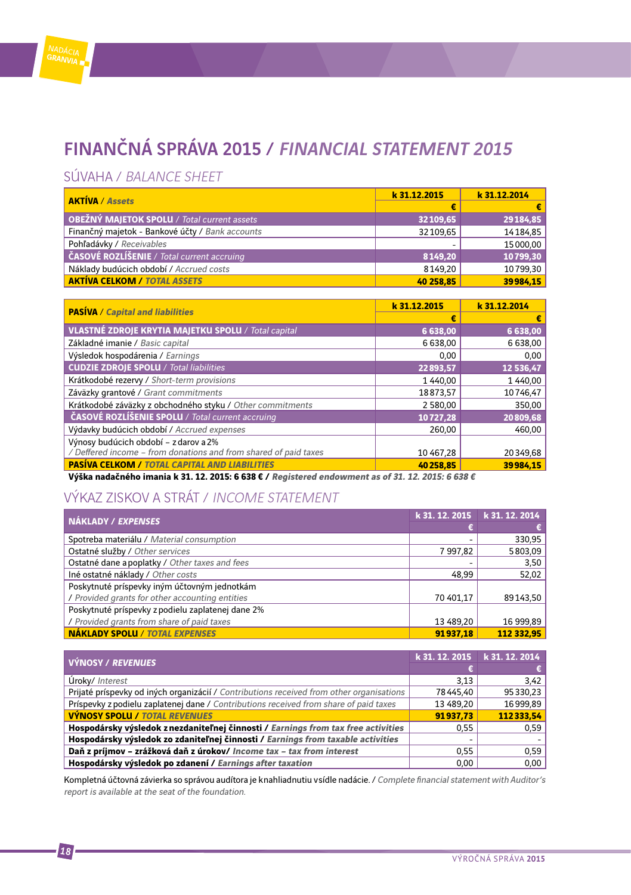# FINANČNÁ SPRÁVA 2015 / *FINANCIAL STATEMENT 2015*

## SÚVAHA / *BALANCE SHEET*

| **AKTÍVA** / ***Assets*** | **k 31.12.2015** | **k 31.12.2014** |
|---|---|---|
| | **€** | **€** |
| **OBEŽNÝ MAJETOK SPOLU** / *Total current assets* | **32 109,65** | **29 184,85** |
| Finančný majetok - Bankové účty / *Bank accounts* | 32 109,65 | 14 184,85 |
| Pohľadávky / *Receivables* | - | 15 000,00 |
| **ČASOVÉ ROZLÍŠENIE** / *Total current accruing* | **8 149,20** | **10 799,30** |
| Náklady budúcich období / *Accrued costs* | 8 149,20 | 10 799,30 |
| **AKTÍVA CELKOM** / ***TOTAL ASSETS*** | **40 258,85** | **39 984,15** |

| **PASÍVA** / ***Capital and liabilities*** | **k 31.12.2015** | **k 31.12.2014** |
|---|---|---|
| | **€** | **€** |
| **VLASTNÉ ZDROJE KRYTIA MAJETKU SPOLU** / *Total capital* | **6 638,00** | **6 638,00** |
| Základné imanie / *Basic capital* | 6 638,00 | 6 638,00 |
| Výsledok hospodárenia / *Earnings* | 0,00 | 0,00 |
| **CUDZIE ZDROJE SPOLU** / *Total liabilities* | **22 893,57** | **12 536,47** |
| Krátkodobé rezervy / *Short-term provisions* | 1 440,00 | 1 440,00 |
| Záväzky grantové / *Grant commitments* | 18 873,57 | 10 746,47 |
| Krátkodobé záväzky z obchodného styku / *Other commitments* | 2 580,00 | 350,00 |
| **ČASOVÉ ROZLÍŠENIE SPOLU** / *Total current accruing* | **10 727,28** | **20 809,68** |
| Výdavky budúcich období / *Accrued expenses* | 260,00 | 460,00 |
| Výnosy budúcich období – z darov a 2% / *Deffered income – from donations and from shared of paid taxes* | 10 467,28 | 20 349,68 |
| **PASÍVA CELKOM** / ***TOTAL CAPITAL AND LIABILITIES*** | **40 258,85** | **39 984,15** |

**Výška nadačného imania k 31. 12. 2015: 6 638 € /** ***Registered endowment as of 31. 12. 2015: 6 638 €***

## VÝKAZ ZISKOV A STRÁT / *INCOME STATEMENT*

| **NÁKLADY** / ***EXPENSES*** | **k 31. 12. 2015** | **k 31. 12. 2014** |
|---|---|---|
| | **€** | **€** |
| Spotreba materiálu / *Material consumption* | - | 330,95 |
| Ostatné služby / *Other services* | 7 997,82 | 5 803,09 |
| Ostatné dane a poplatky / *Other taxes and fees* | - | 3,50 |
| Iné ostatné náklady / *Other costs* | 48,99 | 52,02 |
| Poskytnuté príspevky iným účtovným jednotkám / *Provided grants for other accounting entities* | 70 401,17 | 89 143,50 |
| Poskytnuté príspevky z podielu zaplatenej dane 2% / *Provided grants from share of paid taxes* | 13 489,20 | 16 999,89 |
| **NÁKLADY SPOLU** / ***TOTAL EXPENSES*** | **91 937,18** | **112 332,95** |

| **VÝNOSY** / ***REVENUES*** | **k 31. 12. 2015** | **k 31. 12. 2014** |
|---|---|---|
| | **€** | **€** |
| Úroky/ *Interest* | 3,13 | 3,42 |
| Prijaté príspevky od iných organizácií / *Contributions received from other organisations* | 78 445,40 | 95 330,23 |
| Príspevky z podielu zaplatenej dane / *Contributions received from share of paid taxes* | 13 489,20 | 16 999,89 |
| **VÝNOSY SPOLU** / ***TOTAL REVENUES*** | **91 937,73** | **112 333,54** |
| **Hospodársky výsledok z nezdaniteľnej činnosti** / ***Earnings from tax free activities*** | 0,55 | 0,59 |
| **Hospodársky výsledok zo zdaniteľnej činnosti** / ***Earnings from taxable activities*** | - | - |
| **Daň z príjmov – zrážková daň z úrokov/** ***Income tax – tax from interest*** | 0,55 | 0,59 |
| **Hospodársky výsledok po zdanení** / ***Earnings after taxation*** | 0,00 | 0,00 |

Kompletná účtovná závierka so správou audítora je k nahliadnutiu v sídle nadácie. / *Complete financial statement with Auditor's report is available at the seat of the foundation.*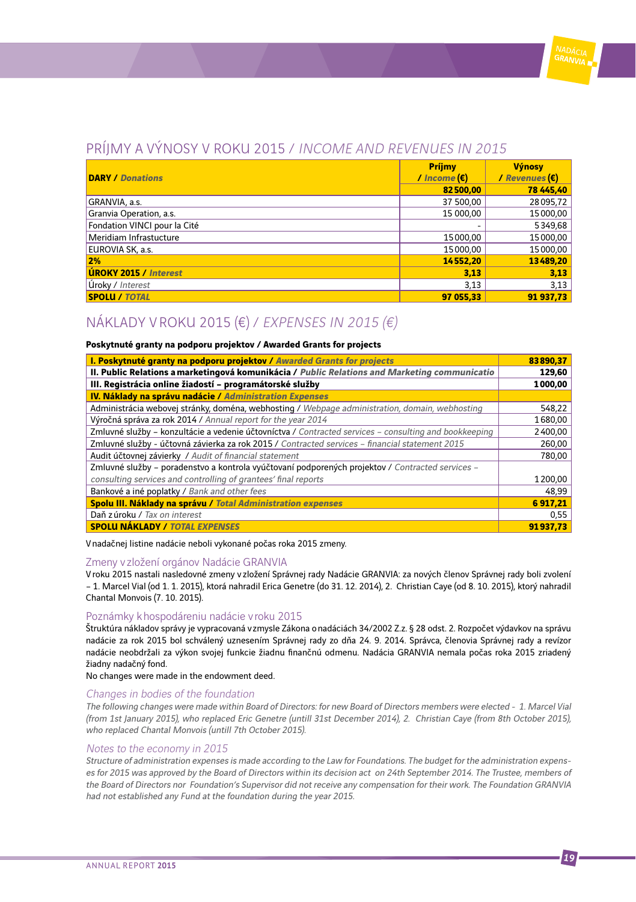## PRÍJMY A VÝNOSY V ROKU 2015 / *INCOME AND REVENUES IN 2015*

| **DARY / *Donations*** | **Príjmy / *Income* (€)** | **Výnosy / *Revenues* (€)** |
|---|---|---|
| | **82 500,00** | **78 445,40** |
| GRANVIA, a.s. | 37 500,00 | 28 095,72 |
| Granvia Operation, a.s. | 15 000,00 | 15 000,00 |
| Fondation VINCI pour la Cité | - | 5 349,68 |
| Meridiam Infrastructure | 15 000,00 | 15 000,00 |
| EUROVIA SK, a.s. | 15 000,00 | 15 000,00 |
| **2%** | **14 552,20** | **13 489,20** |
| **ÚROKY 2015 / *Interest*** | **3,13** | **3,13** |
| Úroky / *Interest* | 3,13 | 3,13 |
| **SPOLU / *TOTAL*** | **97 055,33** | **91 937,73** |

## NÁKLADY V ROKU 2015 (€) / *EXPENSES IN 2015 (€)*

**Poskytnuté granty na podporu projektov / Awarded Grants for projects**

| | |
|---|---|
| **I. Poskytnuté granty na podporu projektov / *Awarded Grants for projects*** | **83 890,37** |
| **II. Public Relations a marketingová komunikácia / *Public Relations and Marketing communicatio*** | **129,60** |
| **III. Registrácia online žiadostí – programátorské služby** | **1 000,00** |
| **IV. Náklady na správu nadácie / *Administration Expenses*** | |
| Administrácia webovej stránky, doména, webhosting / *Webpage administration, domain, webhosting* | 548,22 |
| Výročná správa za rok 2014 / *Annual report for the year 2014* | 1 680,00 |
| Zmluvné služby – konzultácie a vedenie účtovníctva / *Contracted services – consulting and bookkeeping* | 2 400,00 |
| Zmluvné služby - účtovná závierka za rok 2015 / *Contracted services – financial statement 2015* | 260,00 |
| Audit účtovnej závierky / *Audit of financial statement* | 780,00 |
| Zmluvné služby – poradenstvo a kontrola vyúčtovaní podporených projektov / *Contracted services – consulting services and controlling of grantees' final reports* | 1 200,00 |
| Bankové a iné poplatky / *Bank and other fees* | 48,99 |
| **Spolu III. Náklady na správu / *Total Administration expenses*** | **6 917,21** |
| Daň z úroku / *Tax on interest* | 0,55 |
| **SPOLU NÁKLADY / *TOTAL EXPENSES*** | **91 937,73** |

V nadačnej listine nadácie neboli vykonané počas roka 2015 zmeny.

### Zmeny v zložení orgánov Nadácie GRANVIA

V roku 2015 nastali nasledovné zmeny v zložení Správnej rady Nadácie GRANVIA: za nových členov Správnej rady boli zvolení – 1. Marcel Vial (od 1. 1. 2015), ktorá nahradil Erica Genetre (do 31. 12. 2014), 2. Christian Caye (od 8. 10. 2015), ktorý nahradil Chantal Monvois (7. 10. 2015).

### Poznámky k hospodáreniu nadácie v roku 2015

Štruktúra nákladov správy je vypracovaná v zmysle Zákona o nadáciách 34/2002 Z.z. § 28 odst. 2. Rozpočet výdavkov na správu nadácie za rok 2015 bol schválený uznesením Správnej rady zo dňa 24. 9. 2014. Správca, členovia Správnej rady a revízor nadácie neobdržali za výkon svojej funkcie žiadnu finančnú odmenu. Nadácia GRANVIA nemala počas roka 2015 zriadený žiadny nadačný fond.

No changes were made in the endowment deed.

### *Changes in bodies of the foundation*

*The following changes were made within Board of Directors: for new Board of Directors members were elected - 1. Marcel Vial (from 1st January 2015), who replaced Eric Genetre (untill 31st December 2014), 2. Christian Caye (from 8th October 2015), who replaced Chantal Monvois (untill 7th October 2015).*

### *Notes to the economy in 2015*

*Structure of administration expenses is made according to the Law for Foundations. The budget for the administration expenses for 2015 was approved by the Board of Directors within its decision act on 24th September 2014. The Trustee, members of the Board of Directors nor Foundation's Supervisor did not receive any compensation for their work. The Foundation GRANVIA had not established any Fund at the foundation during the year 2015.*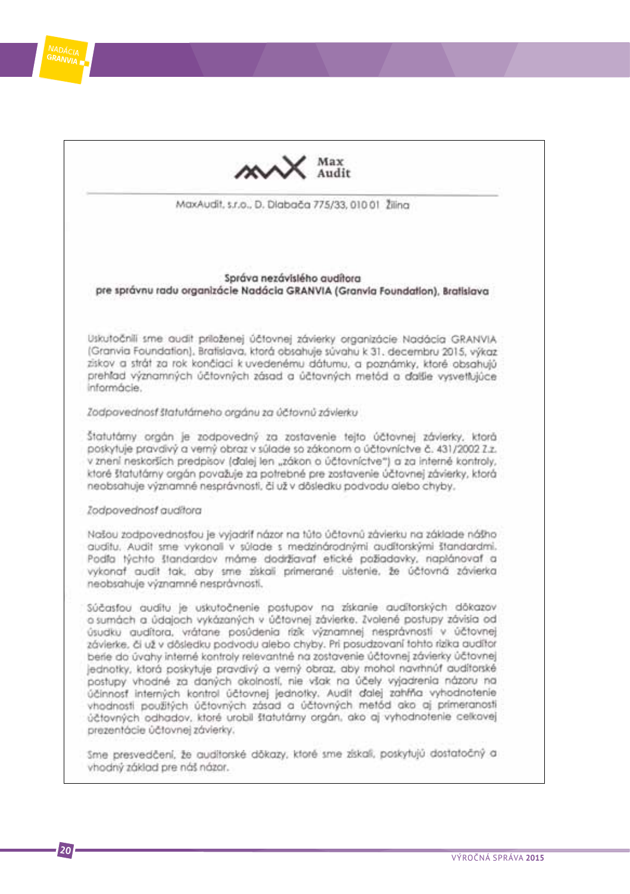Max Audit

MaxAudit, s.r.o., D. Dlabača 775/33, 010 01 Žilina

**Správa nezávislého audítora**
**pre správnu radu organizácie Nadácia GRANVIA (Granvia Foundation), Bratislava**

Uskutočnili sme audit priloženej účtovnej závierky organizácie Nadácia GRANVIA (Granvia Foundation), Bratislava, ktorá obsahuje súvahu k 31. decembru 2015, výkaz ziskov a strát za rok končiaci k uvedenému dátumu, a poznámky, ktoré obsahujú prehľad významných účtovných zásad a účtovných metód a ďalšie vysvetľujúce informácie.

*Zodpovednosť štatutárneho orgánu za účtovnú závierku*

Štatutárny orgán je zodpovedný za zostavenie tejto účtovnej závierky, ktorá poskytuje pravdivý a verný obraz v súlade so zákonom o účtovníctve č. 431/2002 Z.z. v znení neskorších predpisov (ďalej len „zákon o účtovníctve") a za interné kontroly, ktoré štatutárny orgán považuje za potrebné pre zostavenie účtovnej závierky, ktorá neobsahuje významné nesprávnosti, či už v dôsledku podvodu alebo chyby.

*Zodpovednosť audítora*

Našou zodpovednosťou je vyjadriť názor na túto účtovnú závierku na základe nášho auditu. Audit sme vykonali v súlade s medzinárodnými audítorskými štandardmi. Podľa týchto štandardov máme dodržiavať etické požiadavky, naplánovať a vykonať audit tak, aby sme získali primerané uistenie, že účtovná závierka neobsahuje významné nesprávnosti.

Súčasťou auditu je uskutočnenie postupov na získanie audítorských dôkazov o sumách a údajoch vykázaných v účtovnej závierke. Zvolené postupy závisia od úsudku audítora, vrátane posúdenia rizík významnej nesprávnosti v účtovnej závierke, či už v dôsledku podvodu alebo chyby. Pri posudzovaní tohto rizika audítor berie do úvahy interné kontroly relevantné na zostavenie účtovnej závierky účtovnej jednotky, ktorá poskytuje pravdivý a verný obraz, aby mohol navrhnúť audítorské postupy vhodné za daných okolností, nie však na účely vyjadrenia názoru na účinnosť interných kontrol účtovnej jednotky. Audit ďalej zahŕňa vyhodnotenie vhodnosti použitých účtovných zásad a účtovných metód ako aj primeranosti účtovných odhadov, ktoré urobil štatutárny orgán, ako aj vyhodnotenie celkovej prezentácie účtovnej závierky.

Sme presvedčení, že audítorské dôkazy, ktoré sme získali, poskytujú dostatočný a vhodný základ pre náš názor.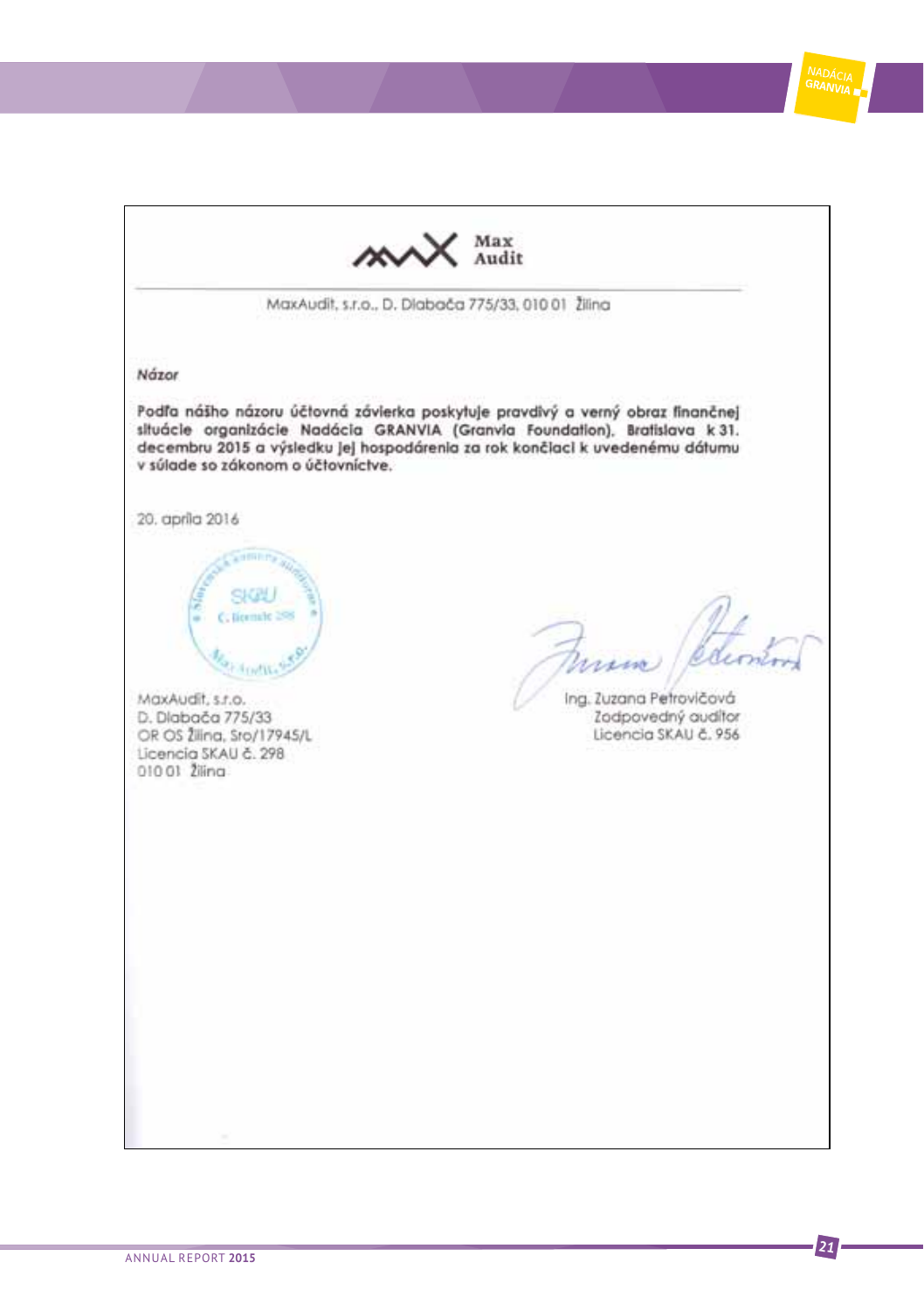Max Audit

MaxAudit, s.r.o., D. Dlabača 775/33, 010 01 Žilina

**Názor**

**Podľa nášho názoru účtovná závierka poskytuje pravdivý a verný obraz finančnej situácie organizácie Nadácia GRANVIA (Granvia Foundation), Bratislava k 31. decembru 2015 a výsledku jej hospodárenia za rok končiaci k uvedenému dátumu v súlade so zákonom o účtovníctve.**

20. apríla 2016

MaxAudit, s.r.o.
D. Dlabača 775/33
OR OS Žilina, Sro/17945/L
Licencia SKAU č. 298
010 01 Žilina

Ing. Zuzana Petrovičová
Zodpovedný audítor
Licencia SKAU č. 956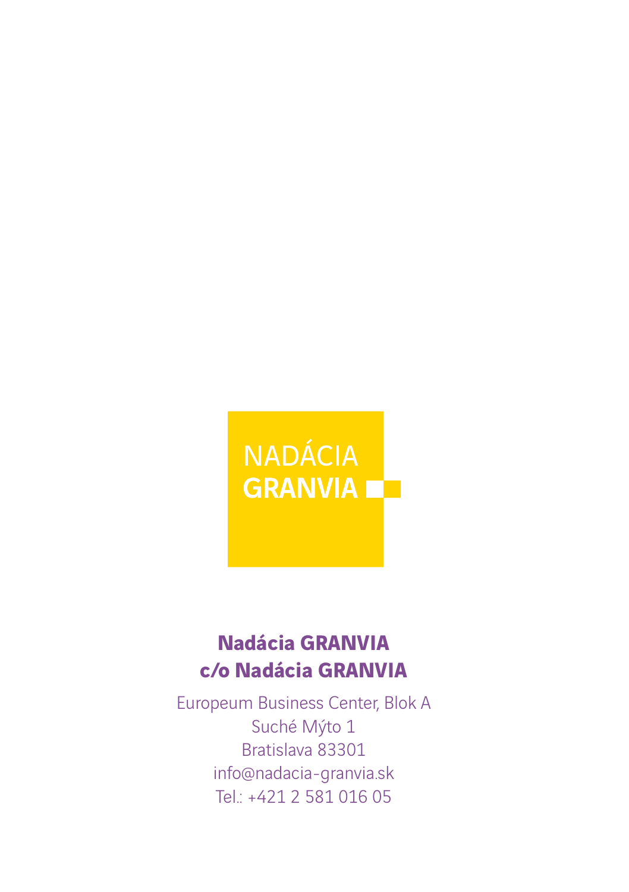NADÁCIA
GRANVIA

**Nadácia GRANVIA**
**c/o Nadácia GRANVIA**

Europeum Business Center, Blok A
Suché Mýto 1
Bratislava 83301
info@nadacia-granvia.sk
Tel.: +421 2 581 016 05